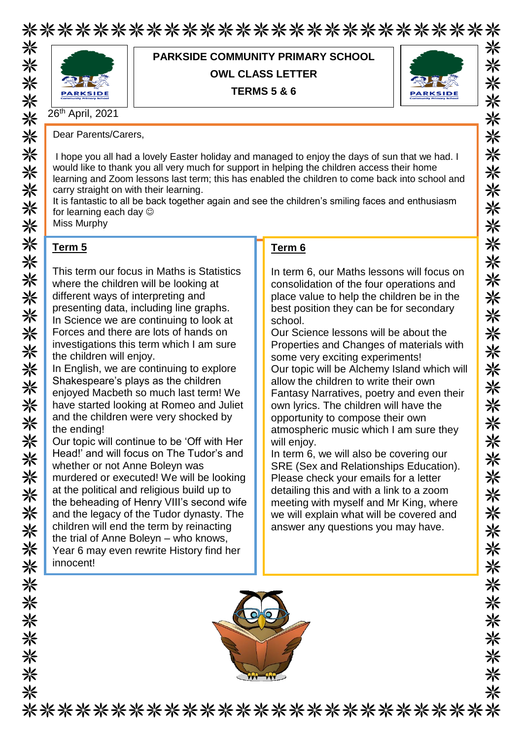# PARKSIDE COMMUNITY PRIMARY SCHOOL

## OWL CLASS LETTER

## TERMS 5 & 6

26th April, 2021

Dear Parents/Carers,

I hope you all had a lovely Easter holiday and managed to enjoy the days of sun that we had. I would like to thank you all very much for support in helping the children access their home learning and Zoom lessons last term; this has enabled the children to come back into school and carry straight on with their learning.

It is fantastic to all be back together again and see the children's smiling faces and enthusiasm for learning each day ☺

Miss Murphy

### Term 5

This term our focus in Maths is Statistics where the children will be looking at different ways of interpreting and presenting data, including line graphs.

In Science we are continuing to look at Forces and there are lots of hands on investigations this term which I am sure the children will enjoy.

In English, we are continuing to explore Shakespeare's plays as the children enjoyed Macbeth so much last term! We have started looking at Romeo and Juliet and the children were very shocked by the ending!

Our topic will continue to be 'Off with Her Head!' and will focus on The Tudor's and whether or not Anne Boleyn was murdered or executed! We will be looking at the political and religious build up to the beheading of Henry VIII's second wife and the legacy of the Tudor dynasty. The children will end the term by reinacting the trial of Anne Boleyn – who knows, Year 6 may even rewrite History find her innocent!

### Term 6

In term 6, our Maths lessons will focus on consolidation of the four operations and place value to help the children be in the best position they can be for secondary school.

Our Science lessons will be about the Properties and Changes of materials with some very exciting experiments!

Our topic will be Alchemy Island which will allow the children to write their own Fantasy Narratives, poetry and even their own lyrics. The children will have the opportunity to compose their own atmospheric music which I am sure they will enjoy.

In term 6, we will also be covering our SRE (Sex and Relationships Education). Please check your emails for a letter detailing this and with a link to a zoom meeting with myself and Mr King, where we will explain what will be covered and answer any questions you may have.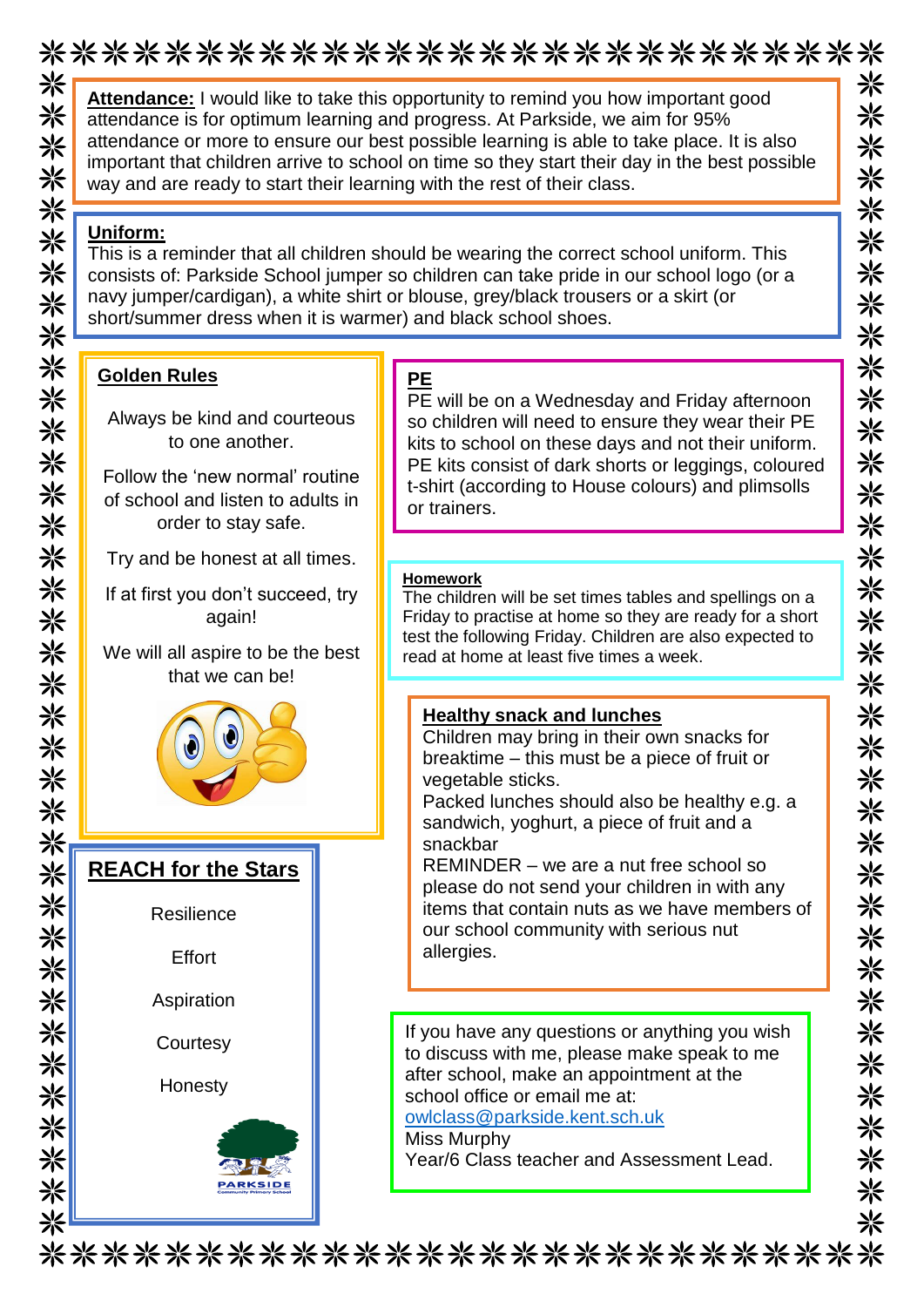**Attendance:** I would like to take this opportunity to remind you how important good attendance is for optimum learning and progress. At Parkside, we aim for 95% attendance or more to ensure our best possible learning is able to take place. It is also important that children arrive to school on time so they start their day in the best possible way and are ready to start their learning with the rest of their class.

**Uniform:**

This is a reminder that all children should be wearing the correct school uniform. This consists of: Parkside School jumper so children can take pride in our school logo (or a navy jumper/cardigan), a white shirt or blouse, grey/black trousers or a skirt (or short/summer dress when it is warmer) and black school shoes.

**Golden Rules**

Always be kind and courteous to one another.

Follow the 'new normal' routine of school and listen to adults in order to stay safe.

Try and be honest at all times.

If at first you don't succeed, try again!

We will all aspire to be the best that we can be!

**PE**

PE will be on a Wednesday and Friday afternoon so children will need to ensure they wear their PE kits to school on these days and not their uniform. PE kits consist of dark shorts or leggings, coloured t-shirt (according to House colours) and plimsolls or trainers.

**Homework**

The children will be set times tables and spellings on a Friday to practise at home so they are ready for a short test the following Friday. Children are also expected to read at home at least five times a week.

**REACH for the Stars**

Resilience

Effort

Aspiration

Courtesy

Honesty

**Healthy snack and lunches**

Children may bring in their own snacks for breaktime – this must be a piece of fruit or vegetable sticks.

Packed lunches should also be healthy e.g. a sandwich, yoghurt, a piece of fruit and a snackbar

REMINDER – we are a nut free school so please do not send your children in with any items that contain nuts as we have members of our school community with serious nut allergies.

If you have any questions or anything you wish to discuss with me, please make speak to me after school, make an appointment at the school office or email me at: owlclass@parkside.kent.sch.uk

Miss Murphy

Year/6 Class teacher and Assessment Lead.